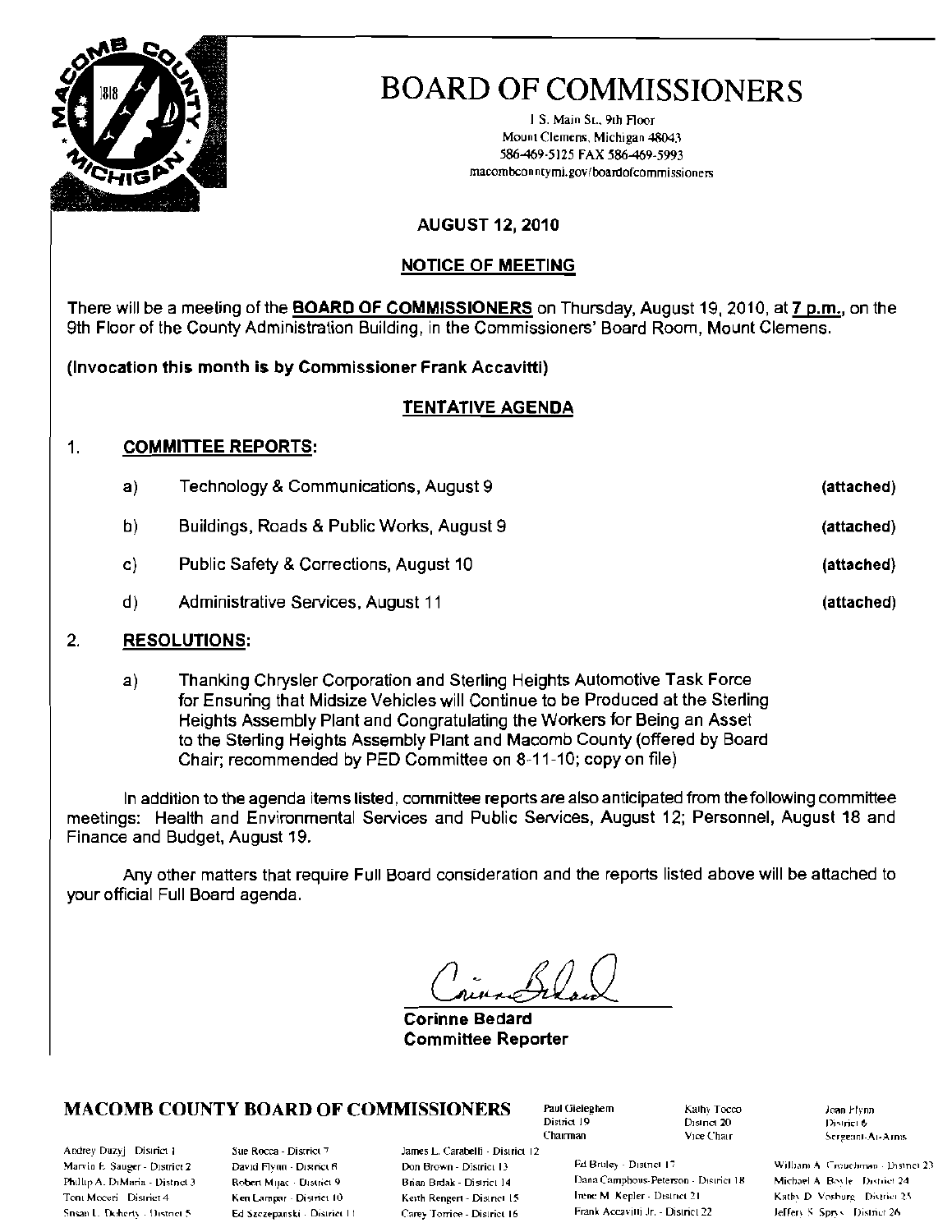# BOARD OF COMMISSIONERS

1 S. Main St., 9th Floor
Mount Clemens, Michigan 48043
586-469-5125 FAX 586-469-5993
macombcountymi.gov/boardofcommissioners

**AUGUST 12, 2010**

**NOTICE OF MEETING**

There will be a meeting of the **BOARD OF COMMISSIONERS** on Thursday, August 19, 2010, at **7 p.m.**, on the 9th Floor of the County Administration Building, in the Commissioners' Board Room, Mount Clemens.

**(Invocation this month is by Commissioner Frank Accavitti)**

**TENTATIVE AGENDA**

1. **COMMITTEE REPORTS:**

   a) Technology & Communications, August 9 **(attached)**

   b) Buildings, Roads & Public Works, August 9 **(attached)**

   c) Public Safety & Corrections, August 10 **(attached)**

   d) Administrative Services, August 11 **(attached)**

2. **RESOLUTIONS:**

   a) Thanking Chrysler Corporation and Sterling Heights Automotive Task Force for Ensuring that Midsize Vehicles will Continue to be Produced at the Sterling Heights Assembly Plant and Congratulating the Workers for Being an Asset to the Sterling Heights Assembly Plant and Macomb County (offered by Board Chair; recommended by PED Committee on 8-11-10; copy on file)

In addition to the agenda items listed, committee reports are also anticipated from the following committee meetings: Health and Environmental Services and Public Services, August 12; Personnel, August 18 and Finance and Budget, August 19.

Any other matters that require Full Board consideration and the reports listed above will be attached to your official Full Board agenda.

Corinne Bedard
**Corinne Bedard**
**Committee Reporter**

**MACOMB COUNTY BOARD OF COMMISSIONERS**

Paul Gieleghem, District 19, Chairman
Kathy Tocco, District 20, Vice Chair
Joan Flynn, District 6, Sergeant-At-Arms

Andrey Duzyj - District 1
Marvin E. Sauger - District 2
Phillip A. DiMaria - District 3
Toni Moceri - District 4
Susan L. Doherty - District 5
Sue Rocca - District 7
David Flynn - District 8
Robert Mijac - District 9
Ken Lampar - District 10
Ed Szczepanski - District 11
James L. Carabelli - District 12
Don Brown - District 13
Brian Brdak - District 14
Keith Rengert - District 15
Carey Torrice - District 16
Ed Bruley - District 17
Dana Camphous-Peterson - District 18
Irene M. Kepler - District 21
Frank Accavitti Jr. - District 22
William A. Crouchman - District 23
Michael A. Boyle - District 24
Kathy D. Vosburg - District 25
Jeffery S. Sprys - District 26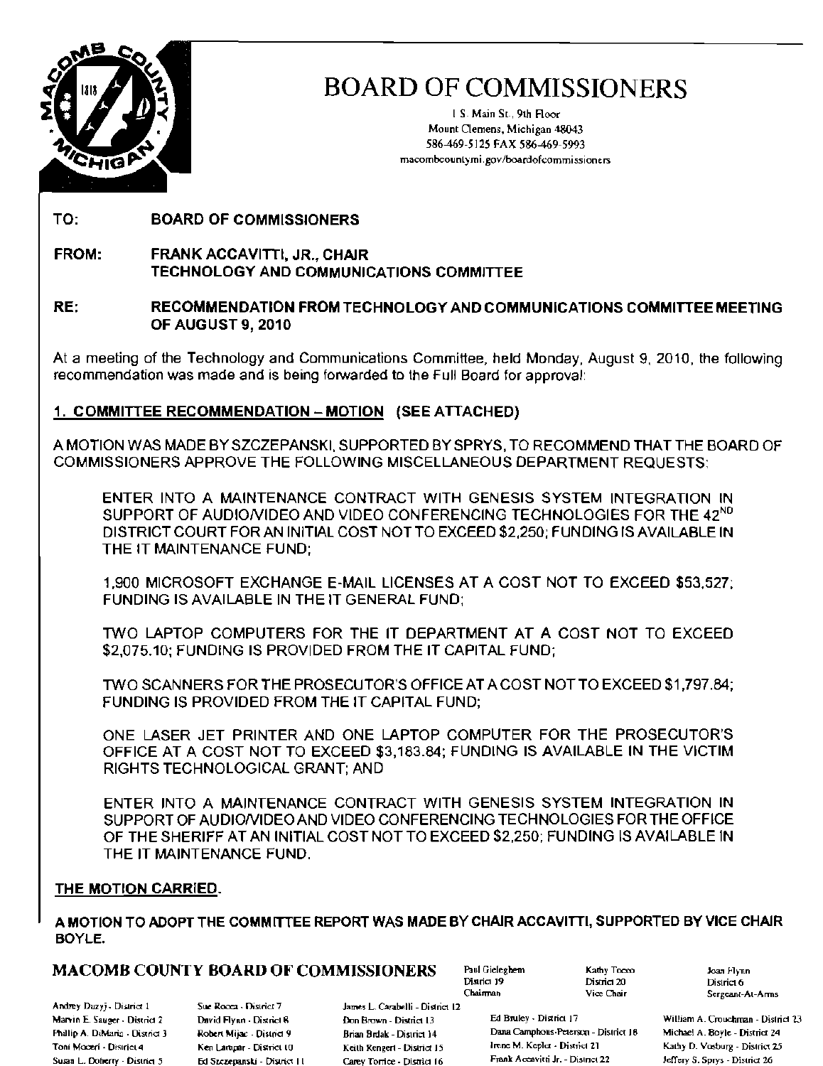# BOARD OF COMMISSIONERS

1 S. Main St., 9th Floor
Mount Clemens, Michigan 48043
586-469-5125 FAX 586-469-5993
macombcountymi.gov/boardofcommissioners

**TO:** **BOARD OF COMMISSIONERS**

**FROM:** **FRANK ACCAVITTI, JR., CHAIR**
**TECHNOLOGY AND COMMUNICATIONS COMMITTEE**

**RE:** **RECOMMENDATION FROM TECHNOLOGY AND COMMUNICATIONS COMMITTEE MEETING OF AUGUST 9, 2010**

At a meeting of the Technology and Communications Committee, held Monday, August 9, 2010, the following recommendation was made and is being forwarded to the Full Board for approval:

**1. COMMITTEE RECOMMENDATION – MOTION (SEE ATTACHED)**

A MOTION WAS MADE BY SZCZEPANSKI, SUPPORTED BY SPRYS, TO RECOMMEND THAT THE BOARD OF COMMISSIONERS APPROVE THE FOLLOWING MISCELLANEOUS DEPARTMENT REQUESTS:

ENTER INTO A MAINTENANCE CONTRACT WITH GENESIS SYSTEM INTEGRATION IN SUPPORT OF AUDIO/VIDEO AND VIDEO CONFERENCING TECHNOLOGIES FOR THE 42ND DISTRICT COURT FOR AN INITIAL COST NOT TO EXCEED $2,250; FUNDING IS AVAILABLE IN THE IT MAINTENANCE FUND;

1,900 MICROSOFT EXCHANGE E-MAIL LICENSES AT A COST NOT TO EXCEED $53,527; FUNDING IS AVAILABLE IN THE IT GENERAL FUND;

TWO LAPTOP COMPUTERS FOR THE IT DEPARTMENT AT A COST NOT TO EXCEED $2,075.10; FUNDING IS PROVIDED FROM THE IT CAPITAL FUND;

TWO SCANNERS FOR THE PROSECUTOR'S OFFICE AT A COST NOT TO EXCEED $1,797.84; FUNDING IS PROVIDED FROM THE IT CAPITAL FUND;

ONE LASER JET PRINTER AND ONE LAPTOP COMPUTER FOR THE PROSECUTOR'S OFFICE AT A COST NOT TO EXCEED $3,183.84; FUNDING IS AVAILABLE IN THE VICTIM RIGHTS TECHNOLOGICAL GRANT; AND

ENTER INTO A MAINTENANCE CONTRACT WITH GENESIS SYSTEM INTEGRATION IN SUPPORT OF AUDIO/VIDEO AND VIDEO CONFERENCING TECHNOLOGIES FOR THE OFFICE OF THE SHERIFF AT AN INITIAL COST NOT TO EXCEED $2,250; FUNDING IS AVAILABLE IN THE IT MAINTENANCE FUND.

**THE MOTION CARRIED.**

**A MOTION TO ADOPT THE COMMITTEE REPORT WAS MADE BY CHAIR ACCAVITTI, SUPPORTED BY VICE CHAIR BOYLE.**

**MACOMB COUNTY BOARD OF COMMISSIONERS**

Paul Gieleghem, District 19, Chairman
Kathy Tocco, District 20, Vice Chair
Joan Flynn, District 6, Sergeant-At-Arms

Andrey Duzyj - District 1
Marvin E. Sauger - District 2
Phillip A. DiMaria - District 3
Toni Moceri - District 4
Susan L. Doherty - District 5
Sue Rocca - District 7
David Flynn - District 8
Robert Mijac - District 9
Ken Lampar - District 10
Ed Szczepanski - District 11
James L. Carabelli - District 12
Don Brown - District 13
Brian Brdak - District 14
Keith Rengert - District 15
Carey Torrice - District 16
Ed Bruley - District 17
Dana Camphous-Peterson - District 18
Irene M. Kepler - District 21
Frank Accavitti Jr. - District 22
William A. Crouchman - District 23
Michael A. Boyle - District 24
Kathy D. Vosburg - District 25
Jeffery S. Sprys - District 26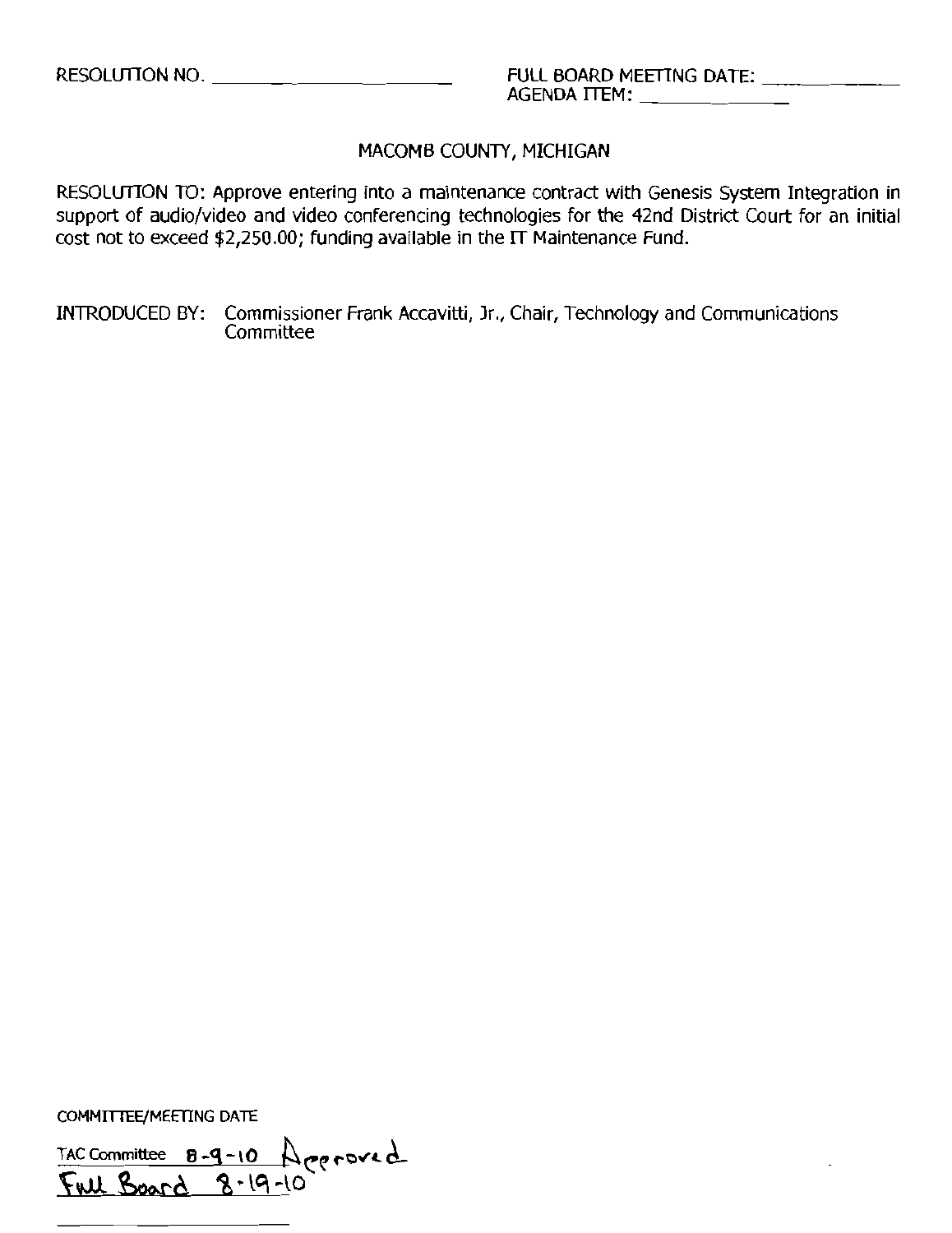RESOLUTION NO. ____________________ FULL BOARD MEETING DATE: ____________
AGENDA ITEM: ____________

MACOMB COUNTY, MICHIGAN

RESOLUTION TO: Approve entering into a maintenance contract with Genesis System Integration in support of audio/video and video conferencing technologies for the 42nd District Court for an initial cost not to exceed $2,250.00; funding available in the IT Maintenance Fund.

INTRODUCED BY: Commissioner Frank Accavitti, Jr., Chair, Technology and Communications Committee

COMMITTEE/MEETING DATE

TAC Committee 8-9-10 Approved

Full Board 8-19-10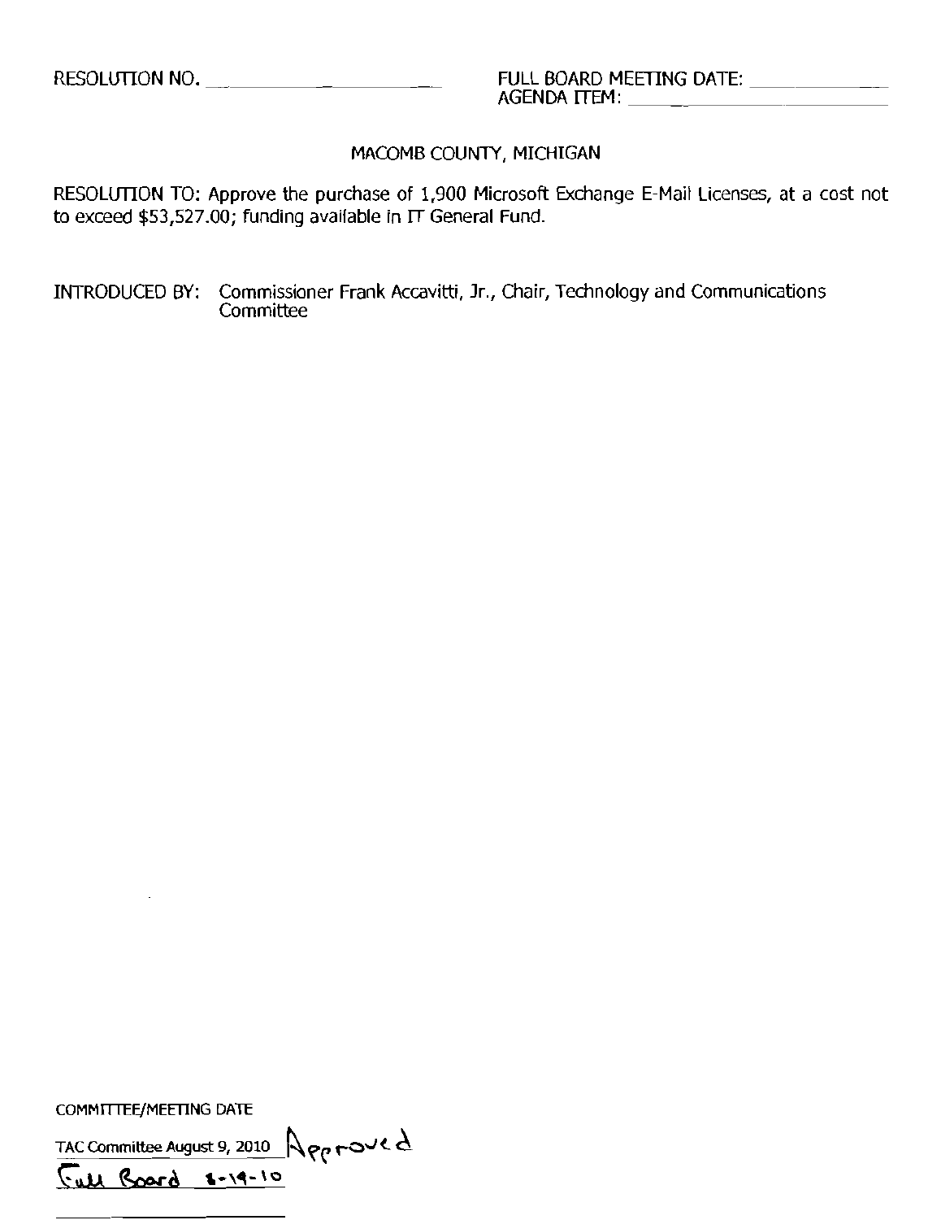RESOLUTION NO. ______________________ FULL BOARD MEETING DATE: ____________

AGENDA ITEM: ______________________

MACOMB COUNTY, MICHIGAN

RESOLUTION TO: Approve the purchase of 1,900 Microsoft Exchange E-Mail Licenses, at a cost not to exceed $53,527.00; funding available in IT General Fund.

INTRODUCED BY: Commissioner Frank Accavitti, Jr., Chair, Technology and Communications Committee

COMMITTEE/MEETING DATE

TAC Committee August 9, 2010 Approved

Full Board 8-19-10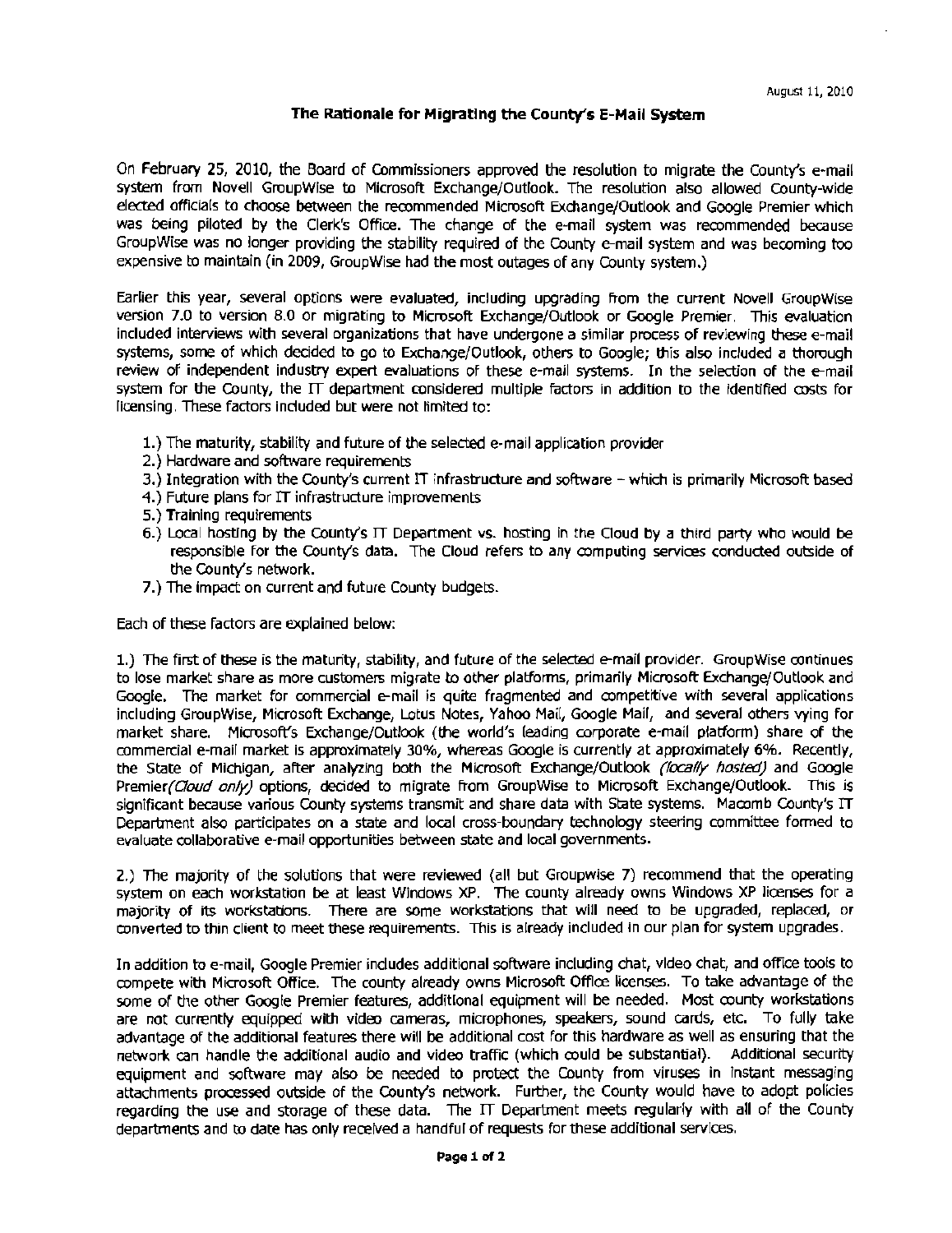August 11, 2010

## The Rationale for Migrating the County's E-Mail System

On February 25, 2010, the Board of Commissioners approved the resolution to migrate the County's e-mail system from Novell GroupWise to Microsoft Exchange/Outlook. The resolution also allowed County-wide elected officials to choose between the recommended Microsoft Exchange/Outlook and Google Premier which was being piloted by the Clerk's Office. The change of the e-mail system was recommended because GroupWise was no longer providing the stability required of the County e-mail system and was becoming too expensive to maintain (in 2009, GroupWise had the most outages of any County system.)

Earlier this year, several options were evaluated, including upgrading from the current Novell GroupWise version 7.0 to version 8.0 or migrating to Microsoft Exchange/Outlook or Google Premier. This evaluation included interviews with several organizations that have undergone a similar process of reviewing these e-mail systems, some of which decided to go to Exchange/Outlook, others to Google; this also included a thorough review of independent industry expert evaluations of these e-mail systems. In the selection of the e-mail system for the County, the IT department considered multiple factors in addition to the identified costs for licensing. These factors included but were not limited to:

1.) The maturity, stability and future of the selected e-mail application provider
2.) Hardware and software requirements
3.) Integration with the County's current IT infrastructure and software – which is primarily Microsoft based
4.) Future plans for IT infrastructure improvements
5.) Training requirements
6.) Local hosting by the County's IT Department vs. hosting in the Cloud by a third party who would be responsible for the County's data. The Cloud refers to any computing services conducted outside of the County's network.
7.) The impact on current and future County budgets.

Each of these factors are explained below:

1.) The first of these is the maturity, stability, and future of the selected e-mail provider. GroupWise continues to lose market share as more customers migrate to other platforms, primarily Microsoft Exchange/Outlook and Google. The market for commercial e-mail is quite fragmented and competitive with several applications including GroupWise, Microsoft Exchange, Lotus Notes, Yahoo Mail, Google Mail, and several others vying for market share. Microsoft's Exchange/Outlook (the world's leading corporate e-mail platform) share of the commercial e-mail market is approximately 30%, whereas Google is currently at approximately 6%. Recently, the State of Michigan, after analyzing both the Microsoft Exchange/Outlook *(locally hosted)* and Google Premier*(Cloud only)* options, decided to migrate from GroupWise to Microsoft Exchange/Outlook. This is significant because various County systems transmit and share data with State systems. Macomb County's IT Department also participates on a state and local cross-boundary technology steering committee formed to evaluate collaborative e-mail opportunities between state and local governments.

2.) The majority of the solutions that were reviewed (all but Groupwise 7) recommend that the operating system on each workstation be at least Windows XP. The county already owns Windows XP licenses for a majority of its workstations. There are some workstations that will need to be upgraded, replaced, or converted to thin client to meet these requirements. This is already included in our plan for system upgrades.

In addition to e-mail, Google Premier includes additional software including chat, video chat, and office tools to compete with Microsoft Office. The county already owns Microsoft Office licenses. To take advantage of the some of the other Google Premier features, additional equipment will be needed. Most county workstations are not currently equipped with video cameras, microphones, speakers, sound cards, etc. To fully take advantage of the additional features there will be additional cost for this hardware as well as ensuring that the network can handle the additional audio and video traffic (which could be substantial). Additional security equipment and software may also be needed to protect the County from viruses in instant messaging attachments processed outside of the County's network. Further, the County would have to adopt policies regarding the use and storage of these data. The IT Department meets regularly with all of the County departments and to date has only received a handful of requests for these additional services.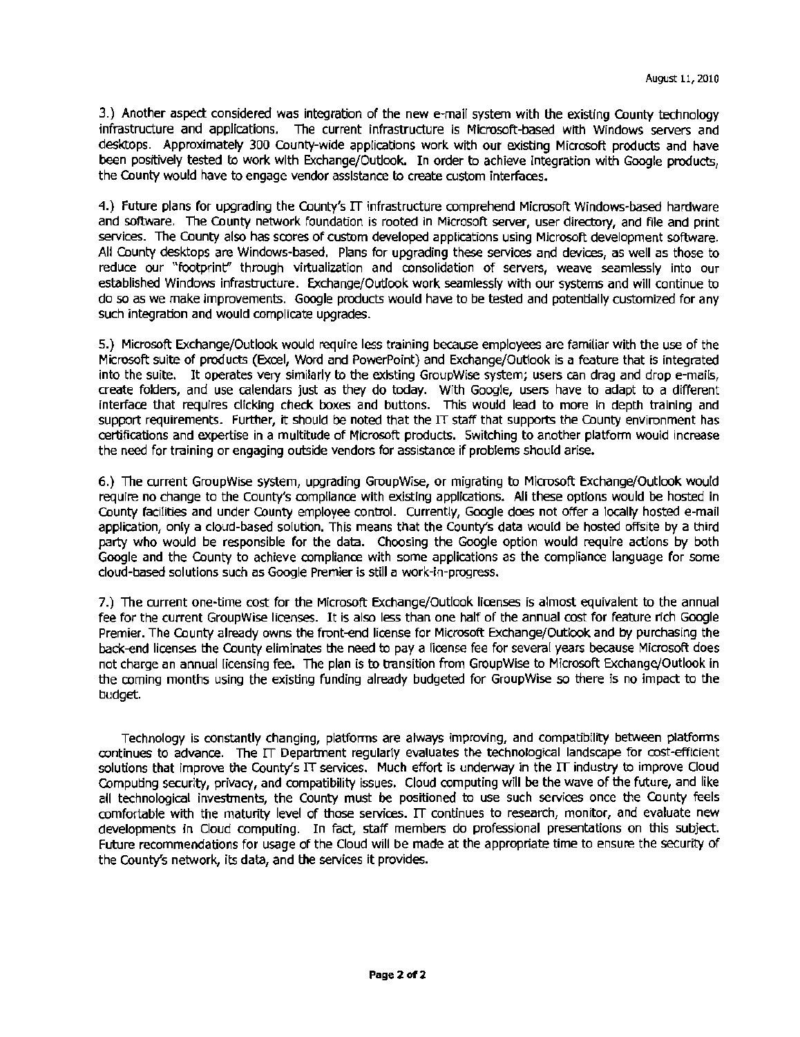August 11, 2010

3.) Another aspect considered was integration of the new e-mail system with the existing County technology infrastructure and applications. The current infrastructure is Microsoft-based with Windows servers and desktops. Approximately 300 County-wide applications work with our existing Microsoft products and have been positively tested to work with Exchange/Outlook. In order to achieve integration with Google products, the County would have to engage vendor assistance to create custom interfaces.

4.) Future plans for upgrading the County's IT infrastructure comprehend Microsoft Windows-based hardware and software. The County network foundation is rooted in Microsoft server, user directory, and file and print services. The County also has scores of custom developed applications using Microsoft development software. All County desktops are Windows-based. Plans for upgrading these services and devices, as well as those to reduce our "footprint" through virtualization and consolidation of servers, weave seamlessly into our established Windows infrastructure. Exchange/Outlook work seamlessly with our systems and will continue to do so as we make improvements. Google products would have to be tested and potentially customized for any such integration and would complicate upgrades.

5.) Microsoft Exchange/Outlook would require less training because employees are familiar with the use of the Microsoft suite of products (Excel, Word and PowerPoint) and Exchange/Outlook is a feature that is integrated into the suite. It operates very similarly to the existing GroupWise system; users can drag and drop e-mails, create folders, and use calendars just as they do today. With Google, users have to adapt to a different interface that requires clicking check boxes and buttons. This would lead to more in depth training and support requirements. Further, it should be noted that the IT staff that supports the County environment has certifications and expertise in a multitude of Microsoft products. Switching to another platform would increase the need for training or engaging outside vendors for assistance if problems should arise.

6.) The current GroupWise system, upgrading GroupWise, or migrating to Microsoft Exchange/Outlook would require no change to the County's compliance with existing applications. All these options would be hosted in County facilities and under County employee control. Currently, Google does not offer a locally hosted e-mail application, only a cloud-based solution. This means that the County's data would be hosted offsite by a third party who would be responsible for the data. Choosing the Google option would require actions by both Google and the County to achieve compliance with some applications as the compliance language for some cloud-based solutions such as Google Premier is still a work-in-progress.

7.) The current one-time cost for the Microsoft Exchange/Outlook licenses is almost equivalent to the annual fee for the current GroupWise licenses. It is also less than one half of the annual cost for feature rich Google Premier. The County already owns the front-end license for Microsoft Exchange/Outlook and by purchasing the back-end licenses the County eliminates the need to pay a license fee for several years because Microsoft does not charge an annual licensing fee. The plan is to transition from GroupWise to Microsoft Exchange/Outlook in the coming months using the existing funding already budgeted for GroupWise so there is no impact to the budget.

Technology is constantly changing, platforms are always improving, and compatibility between platforms continues to advance. The IT Department regularly evaluates the technological landscape for cost-efficient solutions that improve the County's IT services. Much effort is underway in the IT industry to improve Cloud Computing security, privacy, and compatibility issues. Cloud computing will be the wave of the future, and like all technological investments, the County must be positioned to use such services once the County feels comfortable with the maturity level of those services. IT continues to research, monitor, and evaluate new developments in Cloud computing. In fact, staff members do professional presentations on this subject. Future recommendations for usage of the Cloud will be made at the appropriate time to ensure the security of the County's network, its data, and the services it provides.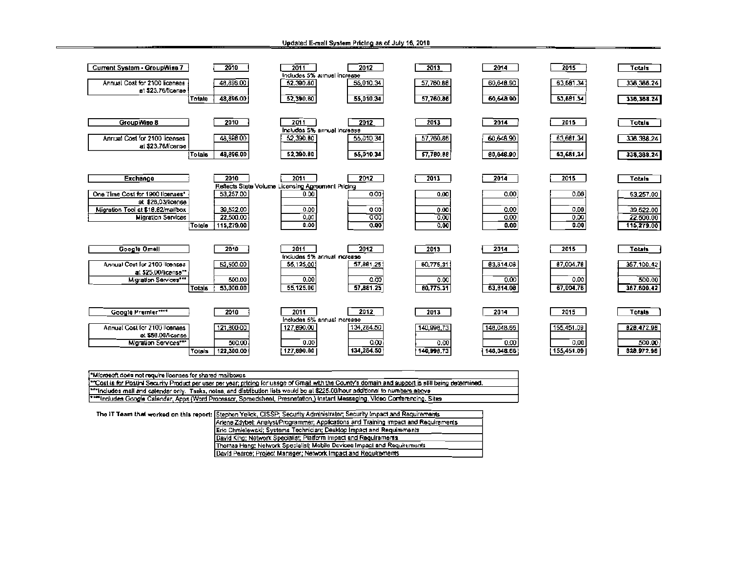## Updated E-mail System Pricing as of July 16, 2010

| Current System - GroupWise 7 | | 2010 | 2011 | 2012 | 2013 | 2014 | 2015 | Totals |
|---|---|---|---|---|---|---|---|---|
| | | | Includes 5% annual increase | | | | | |
| Annual Cost for 2100 licenses at $23.76/license | | 48,896.00 | 52,390.80 | 55,010.34 | 57,760.86 | 60,648.90 | 63,681.34 | 338,388.24 |
| | Totals | 48,896.00 | 52,390.80 | 55,010.34 | 57,760.86 | 60,648.90 | 63,681.34 | 338,388.24 |

| GroupWise 8 | | 2010 | 2011 | 2012 | 2013 | 2014 | 2015 | Totals |
|---|---|---|---|---|---|---|---|---|
| | | | Includes 5% annual increase | | | | | |
| Annual Cost for 2100 licenses at $23.76/license | | 48,896.00 | 52,390.80 | 55,010.34 | 57,760.86 | 60,648.90 | 63,681.34 | 338,388.24 |
| | Totals | 48,896.00 | 52,390.80 | 55,010.34 | 57,760.86 | 60,648.90 | 63,681.34 | 338,388.24 |

| Exchange | | 2010 | 2011 | 2012 | 2013 | 2014 | 2015 | Totals |
|---|---|---|---|---|---|---|---|---|
| | | Reflects State Volume Licensing Agreement Pricing | | | | | | |
| One Time Cost for 1900 licenses* at $28.03/license | | 53,257.00 | 0.00 | 0.00 | 0.00 | 0.00 | 0.00 | 53,257.00 |
| Migration Tool at $18.82/mailbox | | 39,522.00 | 0.00 | 0.00 | 0.00 | 0.00 | 0.00 | 39,522.00 |
| Migration Services | | 22,500.00 | 0.00 | 0.00 | 0.00 | 0.00 | 0.00 | 22,500.00 |
| | Totals | 115,279.00 | 0.00 | 0.00 | 0.00 | 0.00 | 0.00 | 115,279.00 |

| Google Gmail | | 2010 | 2011 | 2012 | 2013 | 2014 | 2015 | Totals |
|---|---|---|---|---|---|---|---|---|
| | | | Includes 5% annual increase | | | | | |
| Annual Cost for 2100 licenses at $25.00/license** | | 52,500.00 | 55,125.00 | 57,881.25 | 60,775.31 | 63,814.08 | 67,004.78 | 357,100.42 |
| Migration Services*** | | 500.00 | 0.00 | 0.00 | 0.00 | 0.00 | 0.00 | 500.00 |
| | Totals | 53,000.00 | 55,125.00 | 57,881.25 | 60,775.31 | 63,814.08 | 67,004.78 | 357,600.42 |

| Google Premier**** | | 2010 | 2011 | 2012 | 2013 | 2014 | 2015 | Totals |
|---|---|---|---|---|---|---|---|---|
| | | | Includes 5% annual increase | | | | | |
| Annual Cost for 2100 licenses at $58.00/license | | 121,800.00 | 127,890.00 | 134,284.50 | 140,998.73 | 148,048.66 | 155,451.09 | 828,472.98 |
| Migration Services*** | | 500.00 | 0.00 | 0.00 | 0.00 | 0.00 | 0.00 | 500.00 |
| | Totals | 122,300.00 | 127,890.00 | 134,284.50 | 140,998.73 | 148,048.66 | 155,451.09 | 828,972.98 |

*Microsoft does not require licenses for shared mailboxes
**Cost is for Postini Security Product per user per year; pricing for usage of Gmail with the County's domain and support is still being determined.
***Includes mail and calendar only. Tasks, notes, and distribution lists would be at $225.00/hour additional to numbers above
****Includes Google Calender, Apps (Word Processor, Spreadsheet, Presnetation,) Instant Messaging, Video Conferencing, Sites

The IT Team that worked on this report:

- Stephen Yelick, CISSP; Security Administrator; Security Impact and Requirements
- Arlene Zdybel; Analyst/Programmer; Applications and Training Impact and Requirements
- Eric Chmielewski; Systems Technician; Desktop Impact and Requirements
- David King; Network Specialist; Platform Impact and Requirements
- Thomas Hang; Network Specialist; Mobile Devices Impact and Requirements
- David Pearce; Project Manager; Network Impact and Requirements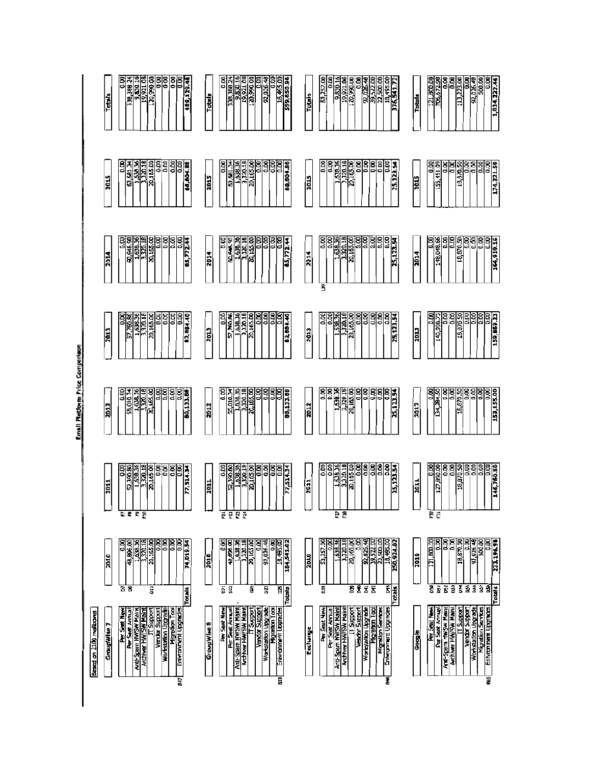# Email Platform Price Comparison

Based on 2100 mailboxes

| GroupWise 7 | 2010 | 2011 | 2012 | 2013 | 2014 | 2015 | Totals |
|---|---|---|---|---|---|---|---|
| Per Seat New | 0.00 | 0.00 | 0.00 | 0.00 | 0.00 | 0.00 | 0.00 |
| Per Seat Annual | 48,896.00 | 52,390.80 | 55,010.34 | 57,760.86 | 60,648.90 | 63,681.34 | 338,388.24 |
| Anti-Spam HWSW Maint | 1,638.36 | 1,638.36 | 1,638.36 | 1,638.36 | 1,638.36 | 1,638.36 | 9,830.16 |
| Archiver HW/SW Maint | 3,320.18 | 3,320.18 | 3,320.18 | 3,320.18 | 3,320.18 | 3,320.18 | 19,921.08 |
| IT Support | 20,165.00 | 20,165.00 | 20,165.00 | 20,165.00 | 20,165.00 | 20,165.00 | 120,990.00 |
| Vendor Support | 0.00 | 0.00 | 0.00 | 0.00 | 0.00 | 0.00 | 0.00 |
| Workstation Upgrade | 0.00 | 0.00 | 0.00 | 0.00 | 0.00 | 0.00 | 0.00 |
| Migration Tool | 0.00 | 0.00 | 0.00 | 0.00 | 0.00 | 0.00 | 0.00 |
| Environment Upgrades | 0.00 | 0.00 | 0.00 | 0.00 | 0.00 | 0.00 | 0.00 |
| **Totals** | **74,019.54** | **77,514.34** | **80,133.88** | **82,884.40** | **85,772.44** | **88,804.88** | **489,129.48** |

| GroupWise 8 | 2010 | 2011 | 2012 | 2013 | 2014 | 2015 | Totals |
|---|---|---|---|---|---|---|---|
| Per Seat New | 0.00 | 0.00 | 0.00 | 0.00 | 0.00 | 0.00 | 0.00 |
| Per Seat Annual | 48,896.00 | 52,390.80 | 55,010.34 | 57,760.86 | 60,648.90 | 63,681.34 | 338,388.24 |
| Anti-Spam HWSW Maint | 1,638.36 | 1,638.36 | 1,638.36 | 1,638.36 | 1,638.36 | 1,638.36 | 9,830.16 |
| Archiver HW/SW Maint | 3,320.18 | 3,320.18 | 3,320.18 | 3,320.18 | 3,320.18 | 3,320.18 | 19,921.08 |
| IT Support | 20,165.00 | 20,165.00 | 20,165.00 | 20,165.00 | 20,165.00 | 20,165.00 | 120,990.00 |
| Vendor Support | 0.00 | 0.00 | 0.00 | 0.00 | 0.00 | 0.00 | 0.00 |
| Workstation Upgrade | 92,026.48 | 0.00 | 0.00 | 0.00 | 0.00 | 0.00 | 92,026.48 |
| Migration Tool | 0.00 | 0.00 | 0.00 | 0.00 | 0.00 | 0.00 | 0.00 |
| Environment Upgrades | 18,495.00 | 0.00 | 0.00 | 0.00 | 0.00 | 0.00 | 18,495.00 |
| **Totals** | **184,541.02** | **77,514.34** | **80,133.88** | **82,884.40** | **85,772.44** | **88,804.88** | **599,650.96** |

| Exchange | 2010 | 2011 | 2012 | 2013 | 2014 | 2015 | Totals |
|---|---|---|---|---|---|---|---|
| Per Seat New | 53,257.00 | 0.00 | 0.00 | 0.00 | 0.00 | 0.00 | 53,257.00 |
| Per Seat Annual | 0.00 | 0.00 | 0.00 | 0.00 | 0.00 | 0.00 | 0.00 |
| Anti-Spam HWSW Maint | 1,638.36 | 1,638.36 | 1,638.36 | 1,638.36 | 1,638.36 | 1,638.36 | 9,830.16 |
| Archiver HW/SW Maint | 3,320.18 | 3,320.18 | 3,320.18 | 3,320.18 | 3,320.18 | 3,320.18 | 19,921.08 |
| IT Support | 20,165.00 | 20,165.00 | 20,165.00 | 20,165.00 | 20,165.00 | 20,165.00 | 120,990.00 |
| Vendor Support | 0.00 | 0.00 | 0.00 | 0.00 | 0.00 | 0.00 | 0.00 |
| Workstation Upgrade | 92,026.48 | 0.00 | 0.00 | 0.00 | 0.00 | 0.00 | 92,026.48 |
| Migration Tool | 39,522.00 | 0.00 | 0.00 | 0.00 | 0.00 | 0.00 | 39,522.00 |
| Migration Services | 22,500.00 | 0.00 | 0.00 | 0.00 | 0.00 | 0.00 | 22,500.00 |
| Environment Upgrades | 18,495.00 | 0.00 | 0.00 | 0.00 | 0.00 | 0.00 | 18,495.00 |
| **Totals** | **250,924.02** | **25,123.54** | **25,123.54** | **25,123.54** | **25,123.54** | **25,123.54** | **376,541.72** |

| Google | 2010 | 2011 | 2012 | 2013 | 2014 | 2015 | Totals |
|---|---|---|---|---|---|---|---|
| Per Seat New | 121,800.00 | 0.00 | 0.00 | 0.00 | 0.00 | 0.00 | 121,800.00 |
| Per Seat Annual | 0.00 | 127,890.00 | 134,284.50 | 140,998.73 | 148,048.66 | 155,451.09 | 706,672.98 |
| Anti-Spam HWSW Maint | 0.00 | 0.00 | 0.00 | 0.00 | 0.00 | 0.00 | 0.00 |
| Archiver HW/SW Maint | 0.00 | 0.00 | 0.00 | 0.00 | 0.00 | 0.00 | 0.00 |
| IT Support | 18,870.50 | 18,870.50 | 18,870.50 | 18,870.50 | 18,870.50 | 18,870.50 | 113,223.00 |
| Vendor Support | 0.00 | 0.00 | 0.00 | 0.00 | 0.00 | 0.00 | 0.00 |
| Workstation Upgrade | 92,026.48 | 0.00 | 0.00 | 0.00 | 0.00 | 0.00 | 92,026.48 |
| Migration Services | 500.00 | 0.00 | 0.00 | 0.00 | 0.00 | 0.00 | 500.00 |
| Environment Upgrades | 0.00 | 0.00 | 0.00 | 0.00 | 0.00 | 0.00 | 0.00 |
| **Totals** | **233,196.98** | **146,760.50** | **153,155.00** | **159,869.23** | **166,919.16** | **174,321.59** | **1,034,222.46** |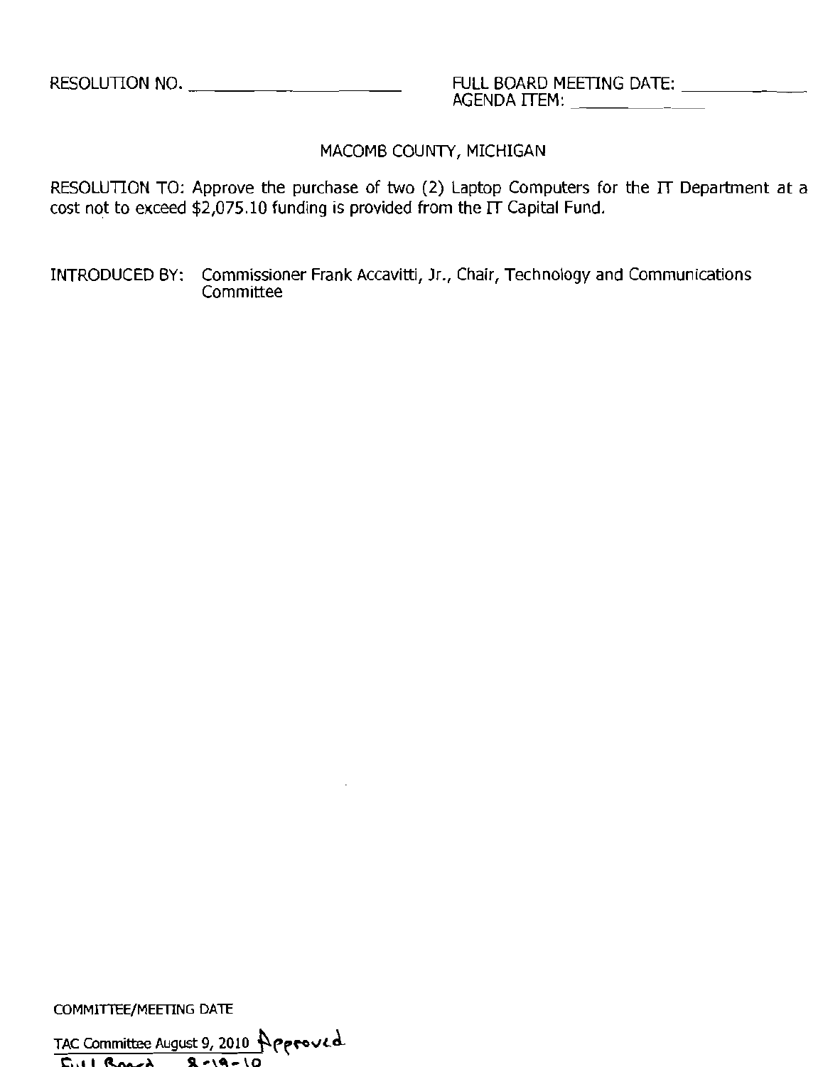RESOLUTION NO. ____________________ FULL BOARD MEETING DATE: ____________

AGENDA ITEM: ____________

MACOMB COUNTY, MICHIGAN

RESOLUTION TO: Approve the purchase of two (2) Laptop Computers for the IT Department at a cost not to exceed $2,075.10 funding is provided from the IT Capital Fund.

INTRODUCED BY: Commissioner Frank Accavitti, Jr., Chair, Technology and Communications Committee

COMMITTEE/MEETING DATE

TAC Committee August 9, 2010 Approved

Full Board 8-19-10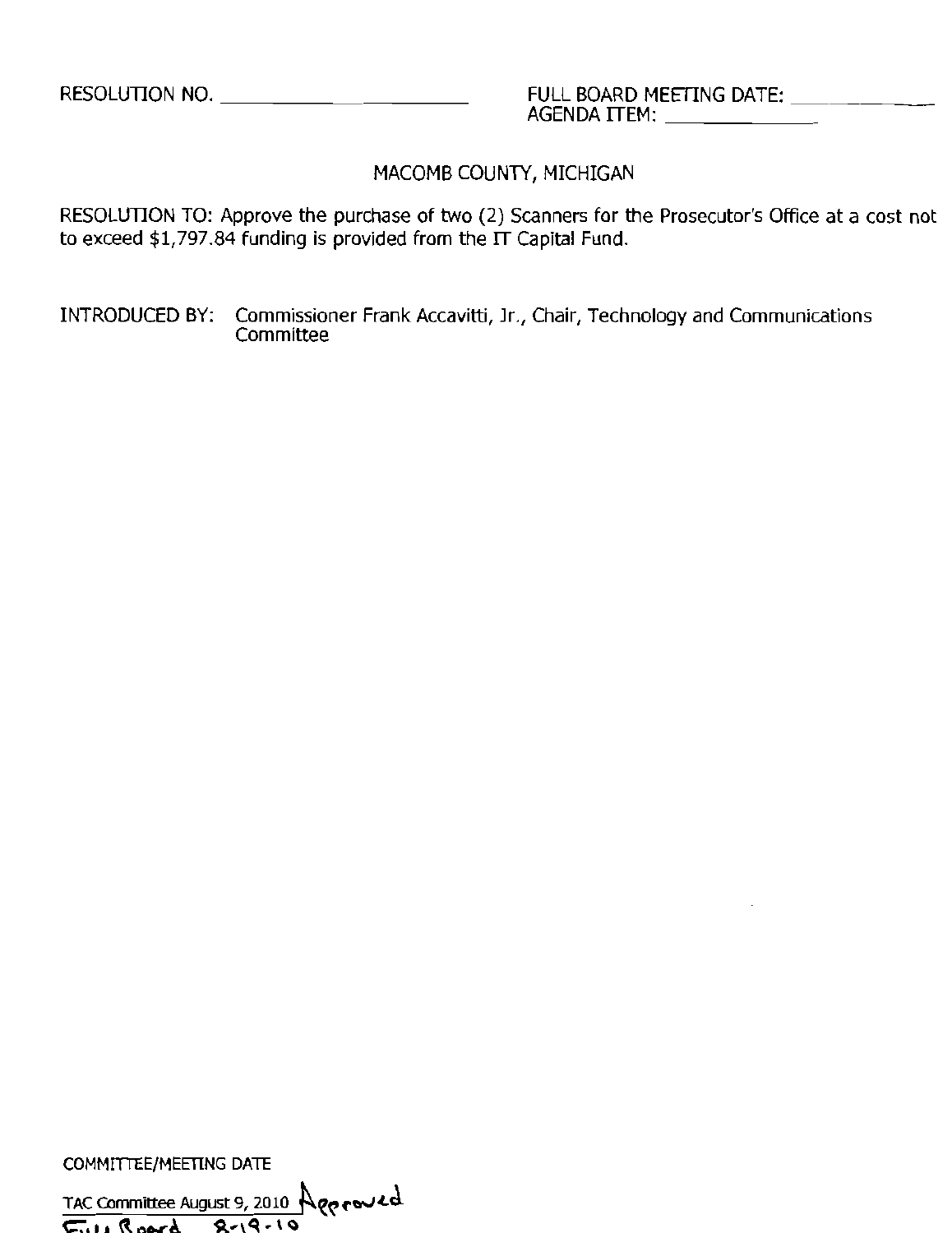RESOLUTION NO. ______________________ FULL BOARD MEETING DATE: ____________
AGENDA ITEM: ____________

MACOMB COUNTY, MICHIGAN

RESOLUTION TO: Approve the purchase of two (2) Scanners for the Prosecutor's Office at a cost not to exceed $1,797.84 funding is provided from the IT Capital Fund.

INTRODUCED BY: Commissioner Frank Accavitti, Jr., Chair, Technology and Communications Committee

COMMITTEE/MEETING DATE

TAC Committee August 9, 2010 Approved

Full Board 8-19-10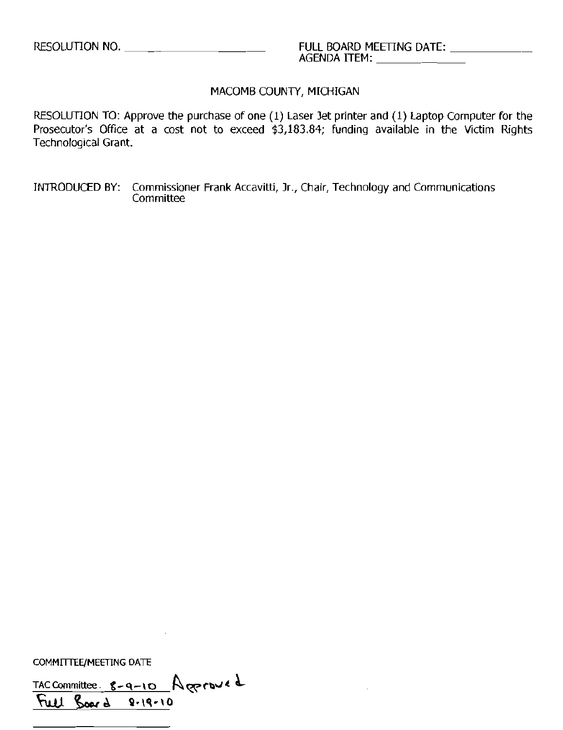RESOLUTION NO. ____________________ FULL BOARD MEETING DATE: ____________
AGENDA ITEM: ____________

MACOMB COUNTY, MICHIGAN

RESOLUTION TO: Approve the purchase of one (1) Laser Jet printer and (1) Laptop Computer for the Prosecutor's Office at a cost not to exceed $3,183.84; funding available in the Victim Rights Technological Grant.

INTRODUCED BY: Commissioner Frank Accavitti, Jr., Chair, Technology and Communications Committee

COMMITTEE/MEETING DATE

TAC Committee 8-9-10 Approved

Full Board 8-19-10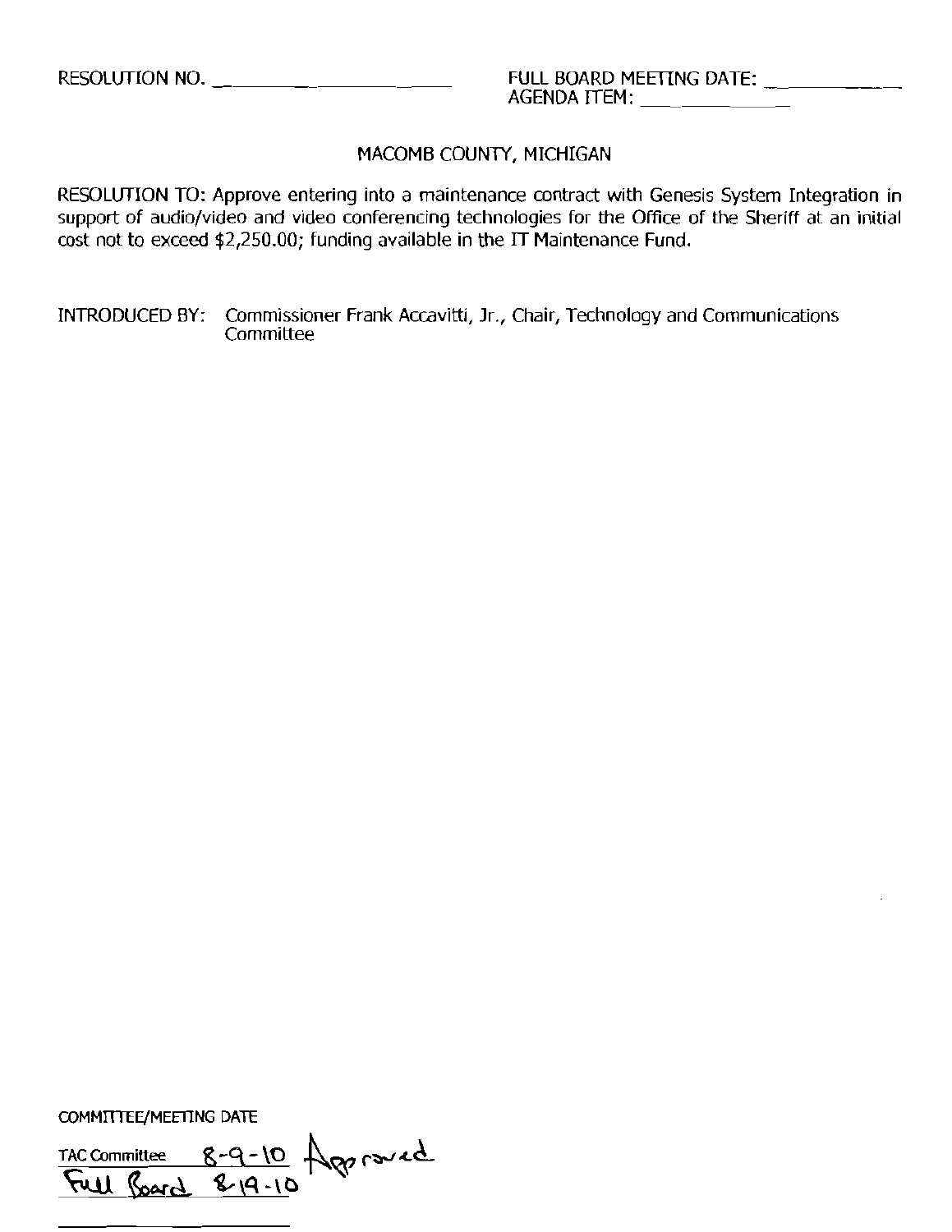RESOLUTION NO. ____________________ FULL BOARD MEETING DATE: ____________
AGENDA ITEM: ____________

MACOMB COUNTY, MICHIGAN

RESOLUTION TO: Approve entering into a maintenance contract with Genesis System Integration in support of audio/video and video conferencing technologies for the Office of the Sheriff at an initial cost not to exceed $2,250.00; funding available in the IT Maintenance Fund.

INTRODUCED BY: Commissioner Frank Accavitti, Jr., Chair, Technology and Communications Committee

COMMITTEE/MEETING DATE

TAC Committee 8-9-10 Approved
Full Board 8-19-10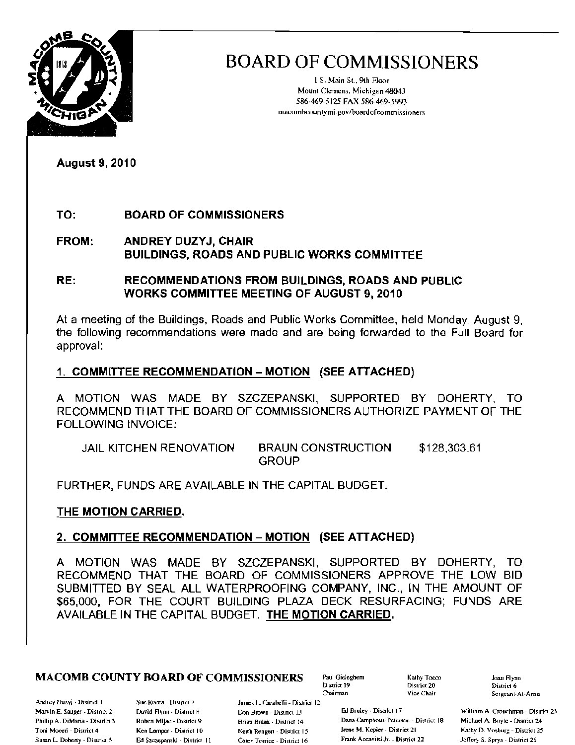# BOARD OF COMMISSIONERS

1 S. Main St., 9th Floor
Mount Clemens, Michigan 48043
586-469-5125 FAX 586-469-5993
macombcountymi.gov/boardofcommissioners

**August 9, 2010**

**TO:** **BOARD OF COMMISSIONERS**

**FROM:** **ANDREY DUZYJ, CHAIR**
**BUILDINGS, ROADS AND PUBLIC WORKS COMMITTEE**

**RE:** **RECOMMENDATIONS FROM BUILDINGS, ROADS AND PUBLIC WORKS COMMITTEE MEETING OF AUGUST 9, 2010**

At a meeting of the Buildings, Roads and Public Works Committee, held Monday, August 9, the following recommendations were made and are being forwarded to the Full Board for approval:

**1. COMMITTEE RECOMMENDATION – MOTION (SEE ATTACHED)**

A MOTION WAS MADE BY SZCZEPANSKI, SUPPORTED BY DOHERTY, TO RECOMMEND THAT THE BOARD OF COMMISSIONERS AUTHORIZE PAYMENT OF THE FOLLOWING INVOICE:

| | | |
|---|---|---|
| JAIL KITCHEN RENOVATION | BRAUN CONSTRUCTION GROUP | $128,303.61 |

FURTHER, FUNDS ARE AVAILABLE IN THE CAPITAL BUDGET.

**THE MOTION CARRIED.**

**2. COMMITTEE RECOMMENDATION – MOTION (SEE ATTACHED)**

A MOTION WAS MADE BY SZCZEPANSKI, SUPPORTED BY DOHERTY, TO RECOMMEND THAT THE BOARD OF COMMISSIONERS APPROVE THE LOW BID SUBMITTED BY SEAL ALL WATERPROOFING COMPANY, INC., IN THE AMOUNT OF $65,000, FOR THE COURT BUILDING PLAZA DECK RESURFACING; FUNDS ARE AVAILABLE IN THE CAPITAL BUDGET. **THE MOTION CARRIED.**

**MACOMB COUNTY BOARD OF COMMISSIONERS**

Paul Gieleghem, District 19, Chairman
Kathy Tocco, District 20, Vice Chair
Joan Flynn, District 6, Sergeant-At-Arms

Andrey Duzyj - District 1
Marvin E. Sauger - District 2
Phillip A. DiMaria - District 3
Toni Moceri - District 4
Susan L. Doherty - District 5
Sue Rocca - District 7
David Flynn - District 8
Robert Mijac - District 9
Ken Lampar - District 10
Ed Szczepanski - District 11
James L. Carabelli - District 12
Don Brown - District 13
Brian Brdak - District 14
Keith Rengert - District 15
Carey Torrice - District 16
Ed Bruley - District 17
Dana Camphous-Peterson - District 18
Irene M. Kepler - District 21
Frank Accavitti Jr. - District 22
William A. Crouchman - District 23
Michael A. Boyle - District 24
Kathy D. Vosburg - District 25
Jeffery S. Sprys - District 26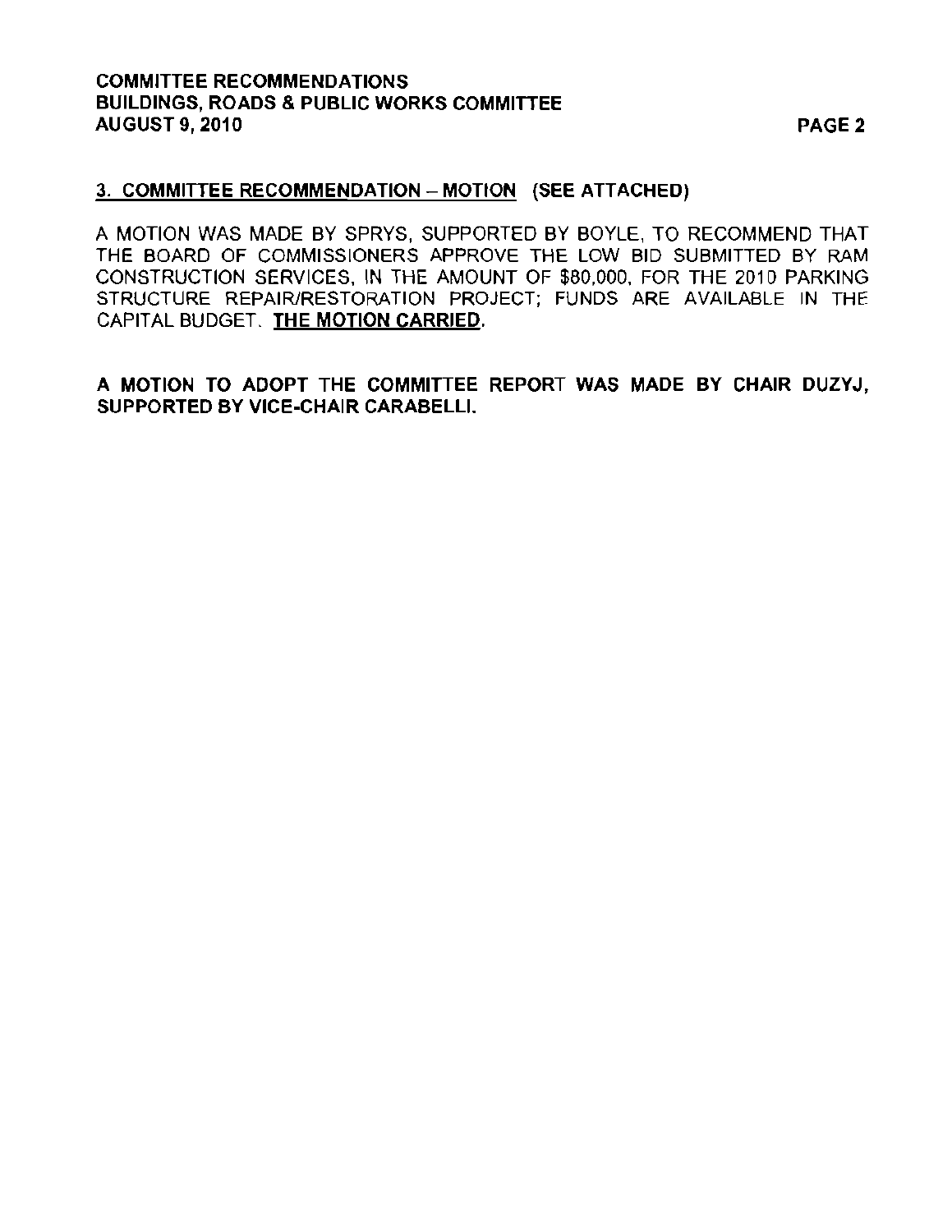### 3. COMMITTEE RECOMMENDATION – MOTION (SEE ATTACHED)

A MOTION WAS MADE BY SPRYS, SUPPORTED BY BOYLE, TO RECOMMEND THAT THE BOARD OF COMMISSIONERS APPROVE THE LOW BID SUBMITTED BY RAM CONSTRUCTION SERVICES, IN THE AMOUNT OF $80,000, FOR THE 2010 PARKING STRUCTURE REPAIR/RESTORATION PROJECT; FUNDS ARE AVAILABLE IN THE CAPITAL BUDGET. **THE MOTION CARRIED.**

**A MOTION TO ADOPT THE COMMITTEE REPORT WAS MADE BY CHAIR DUZYJ, SUPPORTED BY VICE-CHAIR CARABELLI.**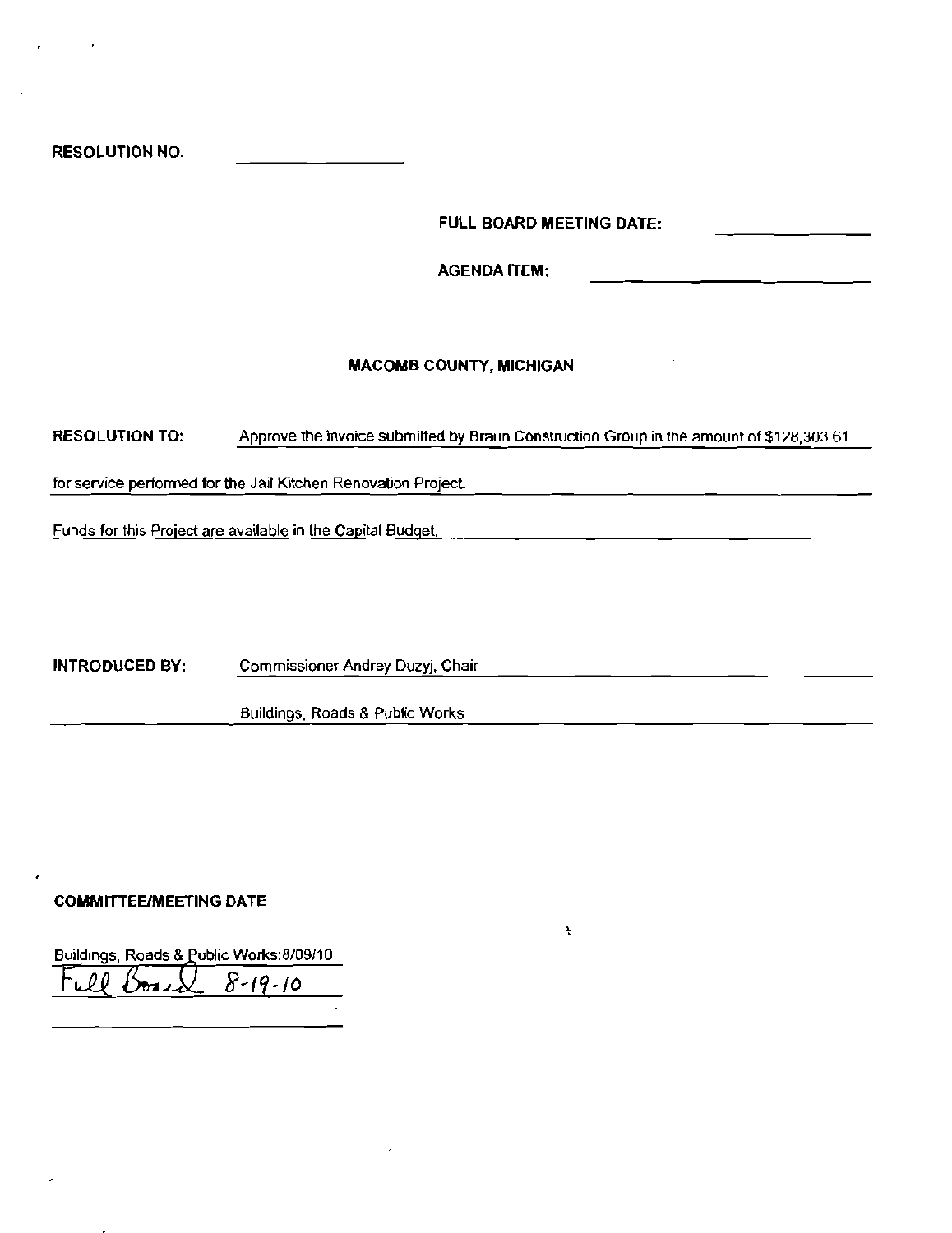**RESOLUTION NO.** ______________

**FULL BOARD MEETING DATE:** ______________

**AGENDA ITEM:** ______________

**MACOMB COUNTY, MICHIGAN**

**RESOLUTION TO:** Approve the invoice submitted by Braun Construction Group in the amount of $128,303.61 for service performed for the Jail Kitchen Renovation Project.

Funds for this Project are available in the Capital Budget.

**INTRODUCED BY:** Commissioner Andrey Duzyj, Chair

Buildings, Roads & Public Works

**COMMITTEE/MEETING DATE**

Buildings, Roads & Public Works: 8/09/10

Full Board 8-19-10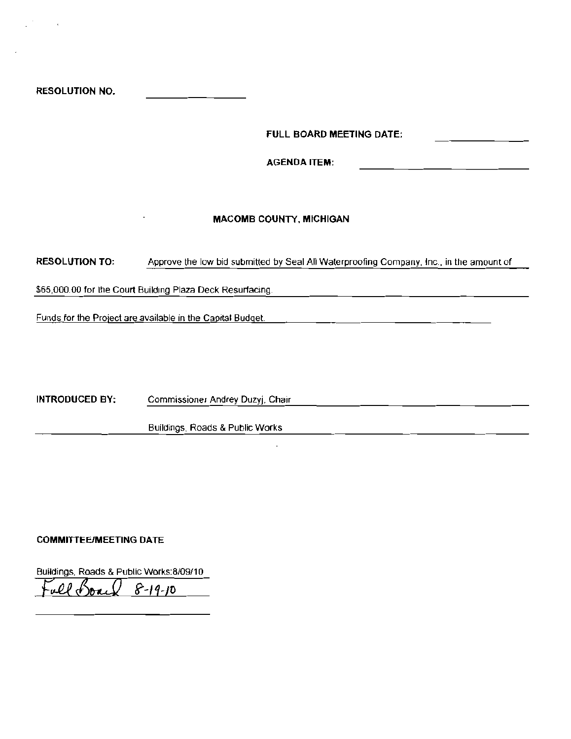**RESOLUTION NO.** ______________

**FULL BOARD MEETING DATE:** ______________

**AGENDA ITEM:** ______________

**MACOMB COUNTY, MICHIGAN**

**RESOLUTION TO:** Approve the low bid submitted by Seal All Waterproofing Company, Inc., in the amount of $65,000.00 for the Court Building Plaza Deck Resurfacing.

Funds for the Project are available in the Capital Budget.

**INTRODUCED BY:** Commissioner Andrey Duzyj, Chair

Buildings, Roads & Public Works

**COMMITTEE/MEETING DATE**

Buildings, Roads & Public Works: 8/09/10

Full Board 8-19-10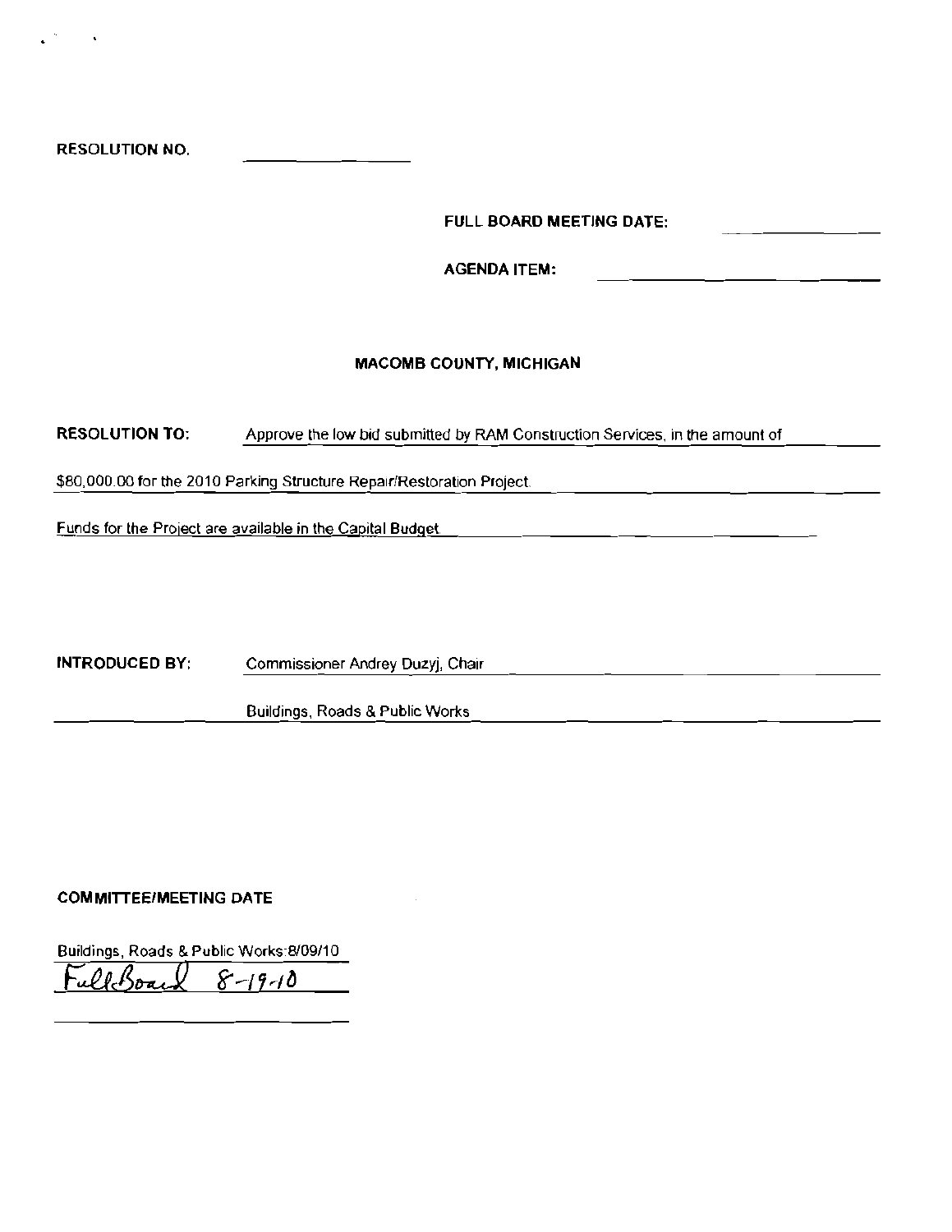**RESOLUTION NO.** ______________

**FULL BOARD MEETING DATE:** ______________

**AGENDA ITEM:** ______________

**MACOMB COUNTY, MICHIGAN**

**RESOLUTION TO:** Approve the low bid submitted by RAM Construction Services, in the amount of $80,000.00 for the 2010 Parking Structure Repair/Restoration Project.

Funds for the Project are available in the Capital Budget

**INTRODUCED BY:** Commissioner Andrey Duzyj, Chair

Buildings, Roads & Public Works

**COMMITTEE/MEETING DATE**

Buildings, Roads & Public Works:8/09/10

Full Board 8-19-10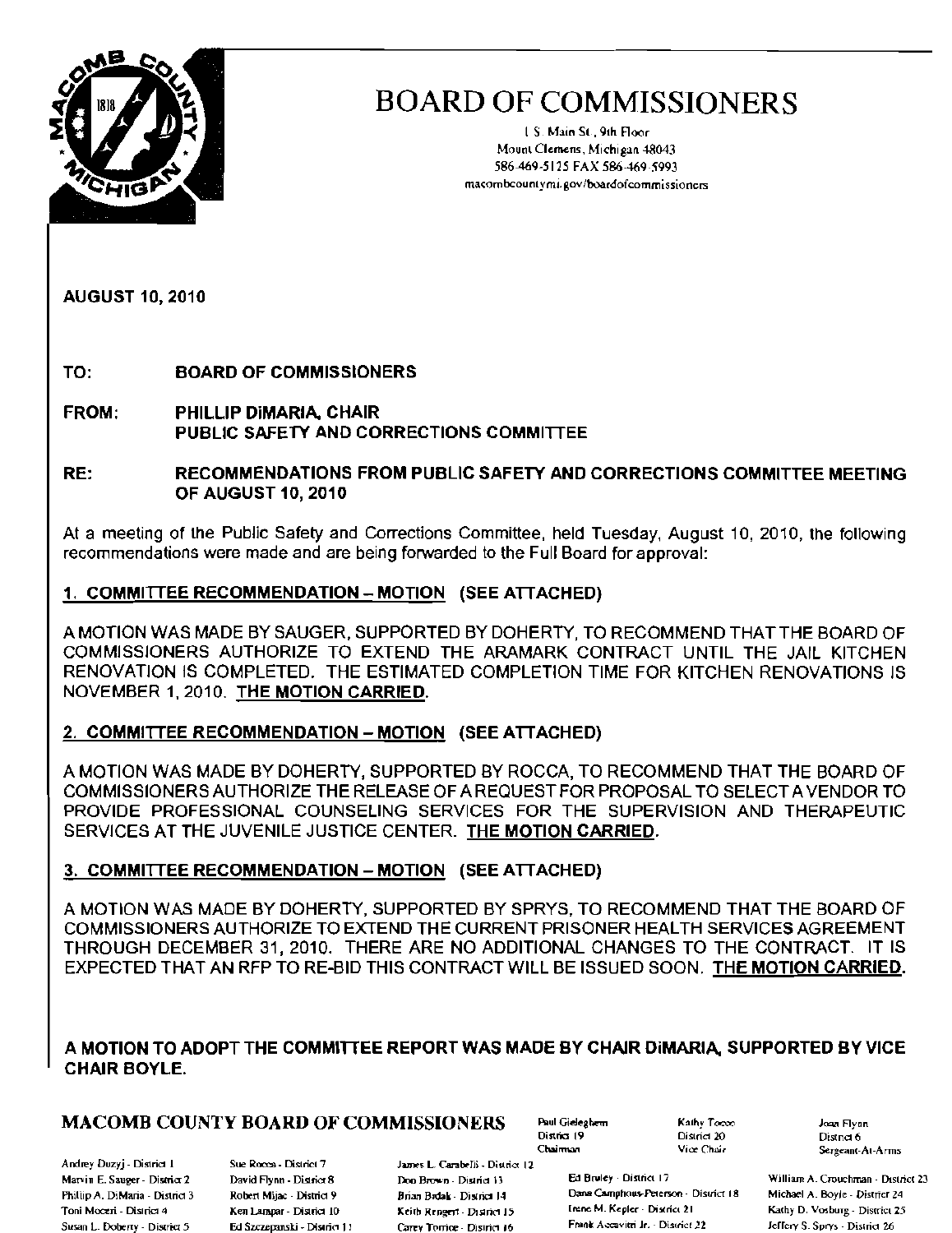# BOARD OF COMMISSIONERS

1 S. Main St., 9th Floor
Mount Clemens, Michigan 48043
586-469-5125 FAX 586-469-5993
macombcountymi.gov/boardofcommissioners

**AUGUST 10, 2010**

**TO:** **BOARD OF COMMISSIONERS**

**FROM:** **PHILLIP DiMARIA, CHAIR**
**PUBLIC SAFETY AND CORRECTIONS COMMITTEE**

**RE:** **RECOMMENDATIONS FROM PUBLIC SAFETY AND CORRECTIONS COMMITTEE MEETING OF AUGUST 10, 2010**

At a meeting of the Public Safety and Corrections Committee, held Tuesday, August 10, 2010, the following recommendations were made and are being forwarded to the Full Board for approval:

**1. COMMITTEE RECOMMENDATION – MOTION (SEE ATTACHED)**

A MOTION WAS MADE BY SAUGER, SUPPORTED BY DOHERTY, TO RECOMMEND THAT THE BOARD OF COMMISSIONERS AUTHORIZE TO EXTEND THE ARAMARK CONTRACT UNTIL THE JAIL KITCHEN RENOVATION IS COMPLETED. THE ESTIMATED COMPLETION TIME FOR KITCHEN RENOVATIONS IS NOVEMBER 1, 2010. **THE MOTION CARRIED.**

**2. COMMITTEE RECOMMENDATION – MOTION (SEE ATTACHED)**

A MOTION WAS MADE BY DOHERTY, SUPPORTED BY ROCCA, TO RECOMMEND THAT THE BOARD OF COMMISSIONERS AUTHORIZE THE RELEASE OF A REQUEST FOR PROPOSAL TO SELECT A VENDOR TO PROVIDE PROFESSIONAL COUNSELING SERVICES FOR THE SUPERVISION AND THERAPEUTIC SERVICES AT THE JUVENILE JUSTICE CENTER. **THE MOTION CARRIED.**

**3. COMMITTEE RECOMMENDATION – MOTION (SEE ATTACHED)**

A MOTION WAS MADE BY DOHERTY, SUPPORTED BY SPRYS, TO RECOMMEND THAT THE BOARD OF COMMISSIONERS AUTHORIZE TO EXTEND THE CURRENT PRISONER HEALTH SERVICES AGREEMENT THROUGH DECEMBER 31, 2010. THERE ARE NO ADDITIONAL CHANGES TO THE CONTRACT. IT IS EXPECTED THAT AN RFP TO RE-BID THIS CONTRACT WILL BE ISSUED SOON. **THE MOTION CARRIED.**

**A MOTION TO ADOPT THE COMMITTEE REPORT WAS MADE BY CHAIR DiMARIA, SUPPORTED BY VICE CHAIR BOYLE.**

**MACOMB COUNTY BOARD OF COMMISSIONERS**

Paul Gieleghem - District 19 - Chairman; Kathy Tocco - District 20 - Vice Chair; Joan Flynn - District 6 - Sergeant-At-Arms

Andrey Duzyj - District 1; Marvin E. Sauger - District 2; Phillip A. DiMaria - District 3; Toni Moceri - District 4; Susan L. Doherty - District 5; Sue Rocca - District 7; David Flynn - District 8; Robert Mijac - District 9; Ken Lampar - District 10; Ed Szczepanski - District 11; James L. Carabelli - District 12; Don Brown - District 13; Brian Brdak - District 14; Keith Rengert - District 15; Carey Torrice - District 16; Ed Bruley - District 17; Dana Camphous-Peterson - District 18; Irene M. Kepler - District 21; Frank Accavitti Jr. - District 22; William A. Crouchman - District 23; Michael A. Boyle - District 24; Kathy D. Vosburg - District 25; Jeffery S. Sprys - District 26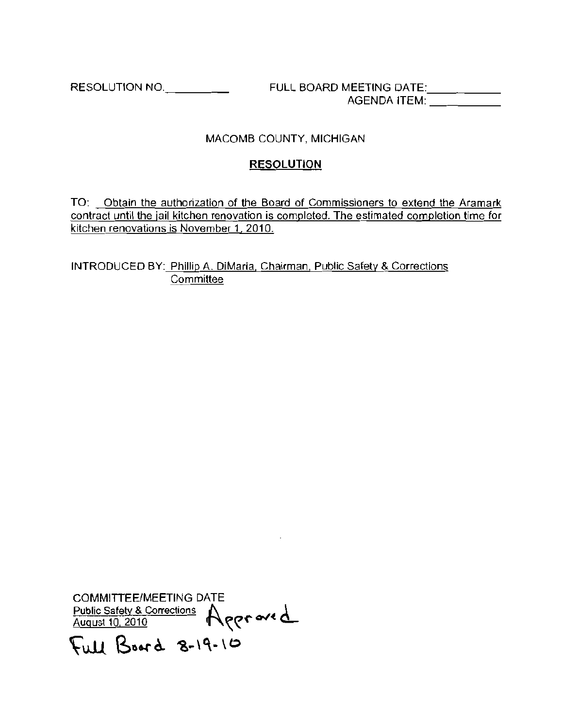RESOLUTION NO.\_\_\_\_\_\_\_\_\_ FULL BOARD MEETING DATE:\_\_\_\_\_\_\_\_\_\_

AGENDA ITEM: \_\_\_\_\_\_\_\_\_\_

MACOMB COUNTY, MICHIGAN

## RESOLUTION

TO: Obtain the authorization of the Board of Commissioners to extend the Aramark contract until the jail kitchen renovation is completed. The estimated completion time for kitchen renovations is November 1, 2010.

INTRODUCED BY: Phillip A. DiMaria, Chairman, Public Safety & Corrections Committee

COMMITTEE/MEETING DATE
Public Safety & Corrections
August 10, 2010 Approved

Full Board 8-19-10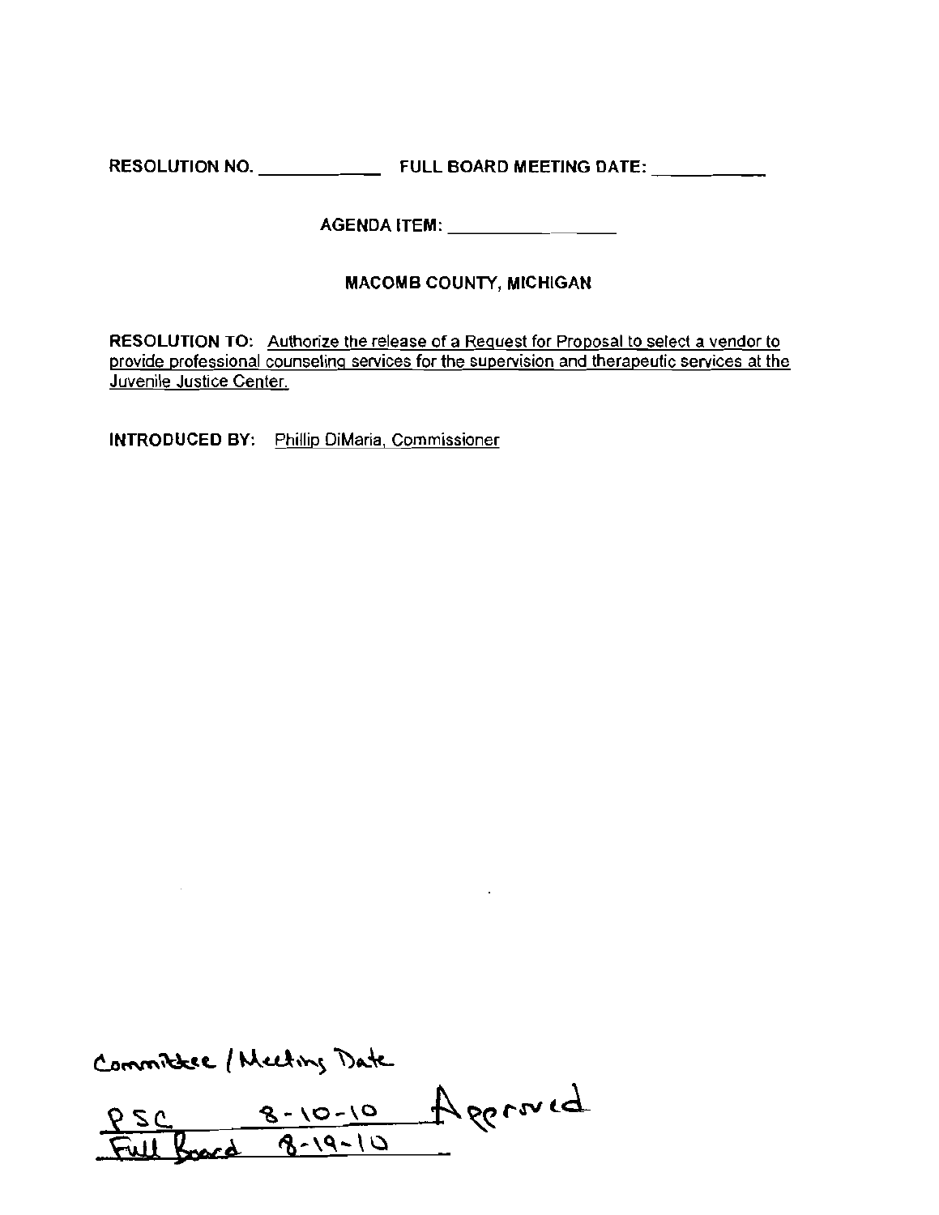RESOLUTION NO. ____________ FULL BOARD MEETING DATE: ___________

AGENDA ITEM: ________________

**MACOMB COUNTY, MICHIGAN**

**RESOLUTION TO:** Authorize the release of a Request for Proposal to select a vendor to provide professional counseling services for the supervision and therapeutic services at the Juvenile Justice Center.

**INTRODUCED BY:** Phillip DiMaria, Commissioner

Committee / Meeting Date

PSC 8-10-10 Approved

Full Board 8-19-10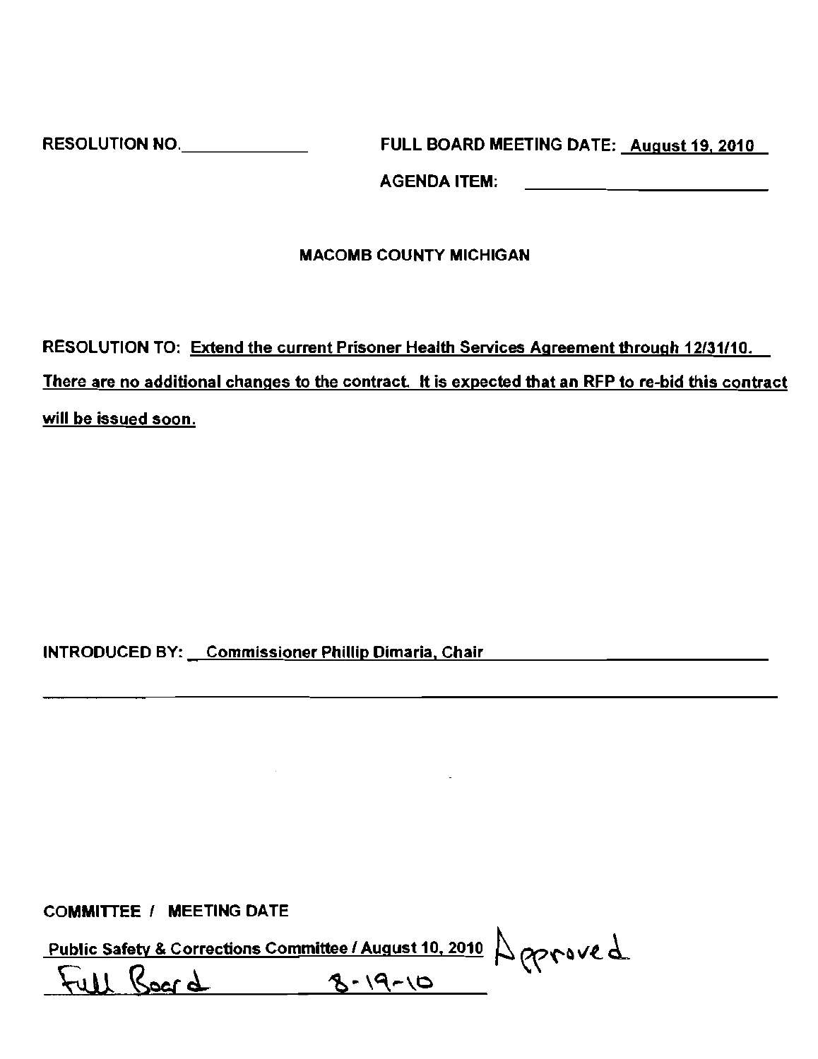RESOLUTION NO.\_\_\_\_\_\_\_\_\_\_\_\_\_ FULL BOARD MEETING DATE: August 19, 2010

AGENDA ITEM: \_\_\_\_\_\_\_\_\_\_\_\_\_\_\_\_\_\_\_\_\_\_\_\_\_\_

MACOMB COUNTY MICHIGAN

RESOLUTION TO: Extend the current Prisoner Health Services Agreement through 12/31/10. There are no additional changes to the contract. It is expected that an RFP to re-bid this contract will be issued soon.

INTRODUCED BY: Commissioner Phillip Dimaria, Chair

COMMITTEE / MEETING DATE

Public Safety & Corrections Committee / August 10, 2010 Approved

Full Board 8-19-10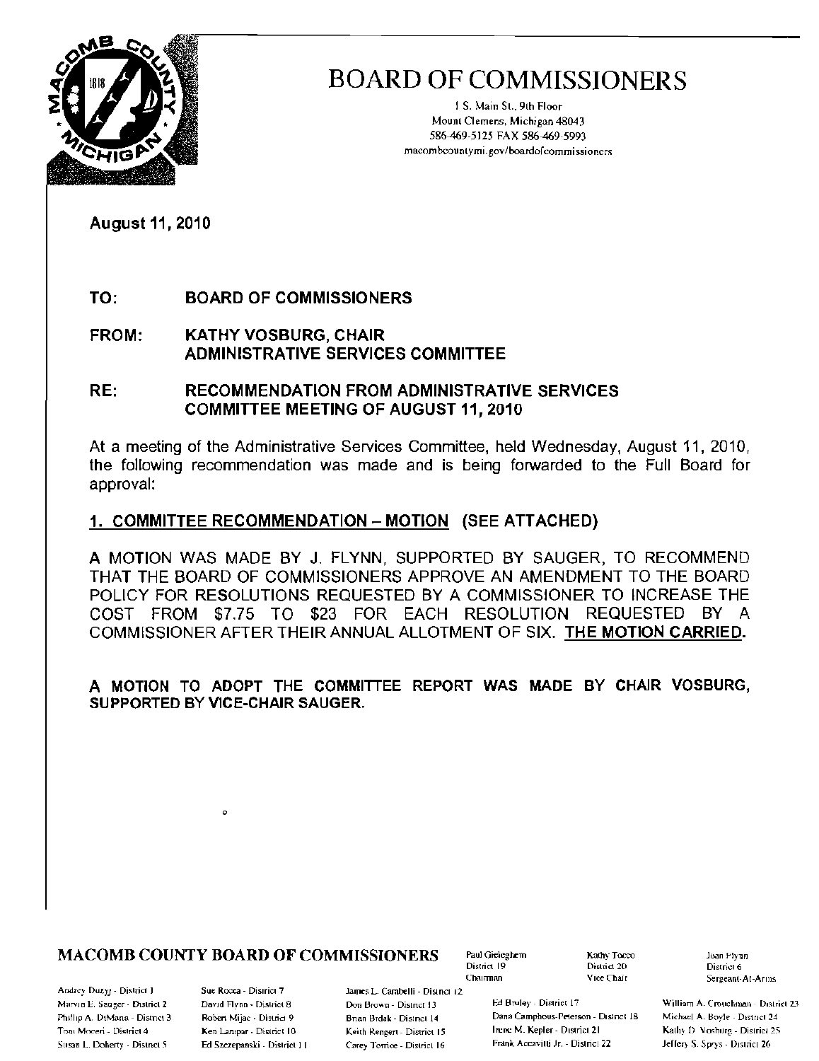# BOARD OF COMMISSIONERS

1 S. Main St., 9th Floor
Mount Clemens, Michigan 48043
586-469-5125 FAX 586-469-5993
macombcountymi.gov/boardofcommissioners

August 11, 2010

**TO:** BOARD OF COMMISSIONERS

**FROM:** KATHY VOSBURG, CHAIR
ADMINISTRATIVE SERVICES COMMITTEE

**RE:** RECOMMENDATION FROM ADMINISTRATIVE SERVICES COMMITTEE MEETING OF AUGUST 11, 2010

At a meeting of the Administrative Services Committee, held Wednesday, August 11, 2010, the following recommendation was made and is being forwarded to the Full Board for approval:

**1. COMMITTEE RECOMMENDATION – MOTION (SEE ATTACHED)**

A MOTION WAS MADE BY J. FLYNN, SUPPORTED BY SAUGER, TO RECOMMEND THAT THE BOARD OF COMMISSIONERS APPROVE AN AMENDMENT TO THE BOARD POLICY FOR RESOLUTIONS REQUESTED BY A COMMISSIONER TO INCREASE THE COST FROM $7.75 TO $23 FOR EACH RESOLUTION REQUESTED BY A COMMISSIONER AFTER THEIR ANNUAL ALLOTMENT OF SIX. **THE MOTION CARRIED.**

**A MOTION TO ADOPT THE COMMITTEE REPORT WAS MADE BY CHAIR VOSBURG, SUPPORTED BY VICE-CHAIR SAUGER.**

**MACOMB COUNTY BOARD OF COMMISSIONERS**

Paul Gieleghem, District 19, Chairman
Kathy Tocco, District 20, Vice Chair
Joan Flynn, District 6, Sergeant-At-Arms

Andrey Duzyj - District 1
Marvin E. Sauger - District 2
Phillip A. DiMaria - District 3
Toni Moceri - District 4
Susan L. Doherty - District 5
Sue Rocca - District 7
David Flynn - District 8
Robert Mijac - District 9
Ken Lampar - District 10
Ed Szczepanski - District 11
James L. Carabelli - District 12
Don Brown - District 13
Brian Brdak - District 14
Keith Rengert - District 15
Carey Torrice - District 16
Ed Bruley - District 17
Dana Camphous-Peterson - District 18
Irene M. Kepler - District 21
Frank Accavitti Jr. - District 22
William A. Crouchman - District 23
Michael A. Boyle - District 24
Kathy D. Vosburg - District 25
Jeffery S. Sprys - District 26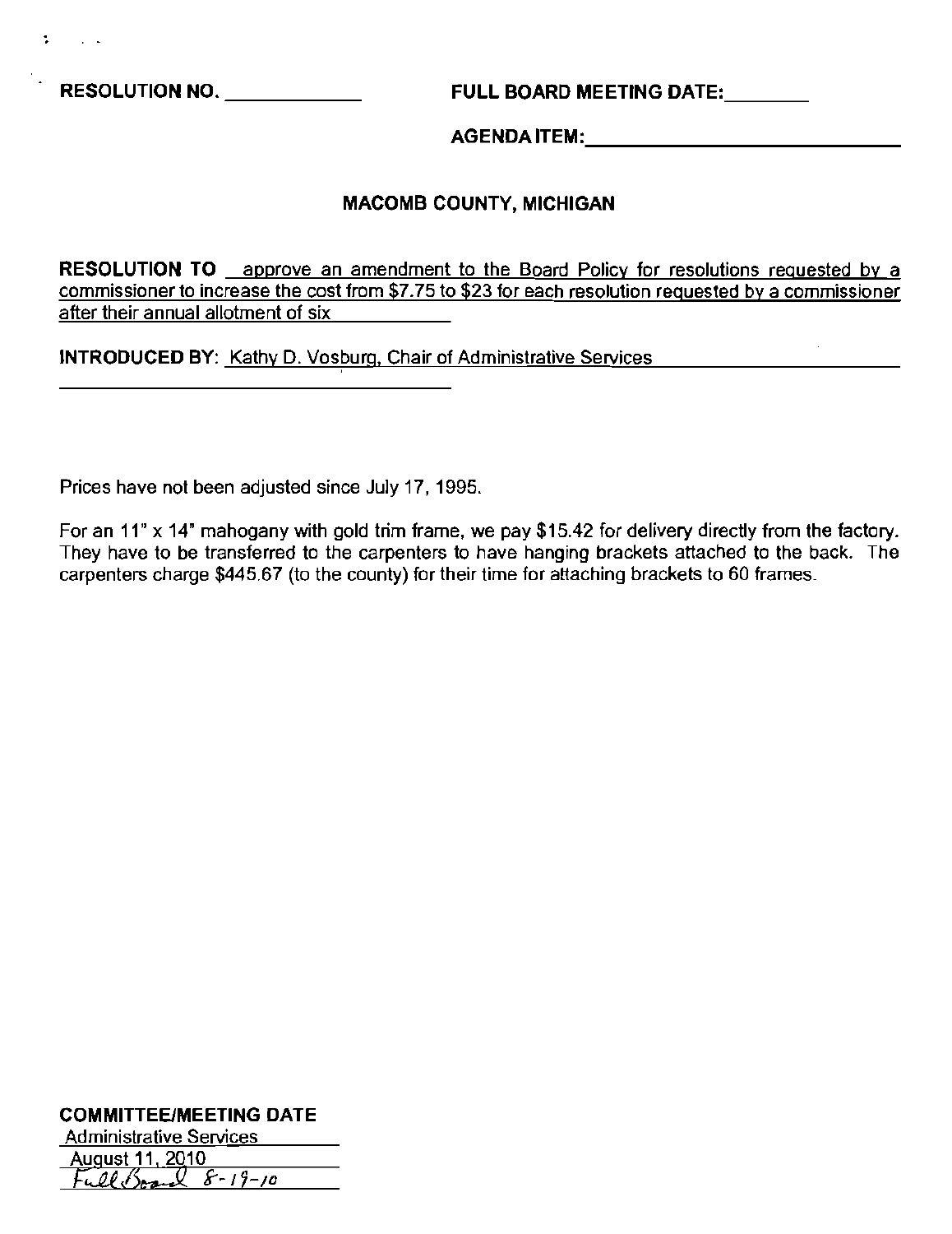**RESOLUTION NO.** ____________ **FULL BOARD MEETING DATE:** ________

**AGENDA ITEM:** ____________________________

**MACOMB COUNTY, MICHIGAN**

**RESOLUTION TO** approve an amendment to the Board Policy for resolutions requested by a commissioner to increase the cost from $7.75 to $23 for each resolution requested by a commissioner after their annual allotment of six

**INTRODUCED BY:** Kathy D. Vosburg, Chair of Administrative Services

Prices have not been adjusted since July 17, 1995.

For an 11" x 14" mahogany with gold trim frame, we pay $15.42 for delivery directly from the factory. They have to be transferred to the carpenters to have hanging brackets attached to the back. The carpenters charge $445.67 (to the county) for their time for attaching brackets to 60 frames.

**COMMITTEE/MEETING DATE**

Administrative Services

August 11, 2010

Full Board 8-19-10